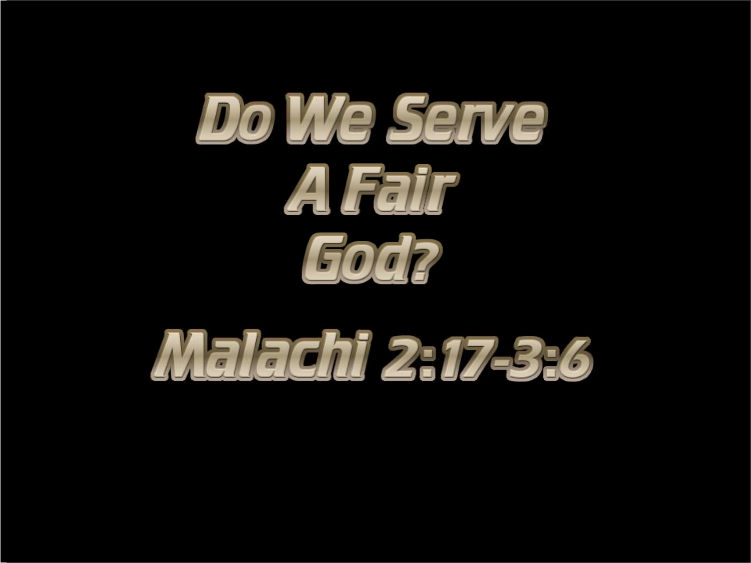# Do We Serve A Fair God?

## Malachi 2:17-3:6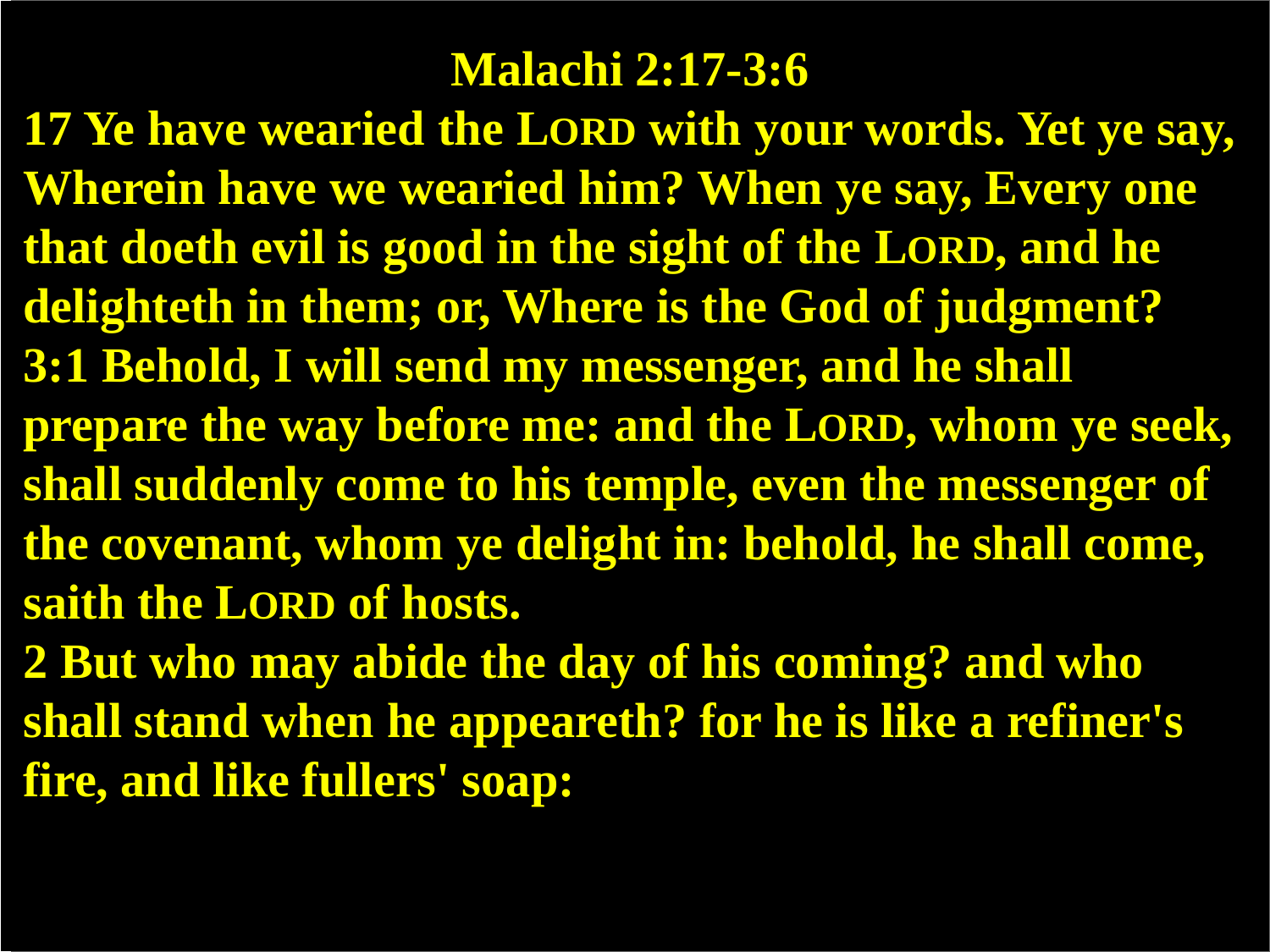# Malachi 2:17-3:6

**17 Ye have wearied the LORD with your words. Yet ye say, Wherein have we wearied him? When ye say, Every one that doeth evil is good in the sight of the LORD, and he delighteth in them; or, Where is the God of judgment?**

**3:1 Behold, I will send my messenger, and he shall prepare the way before me: and the LORD, whom ye seek, shall suddenly come to his temple, even the messenger of the covenant, whom ye delight in: behold, he shall come, saith the LORD of hosts.**

**2 But who may abide the day of his coming? and who shall stand when he appeareth? for he is like a refiner's fire, and like fullers' soap:**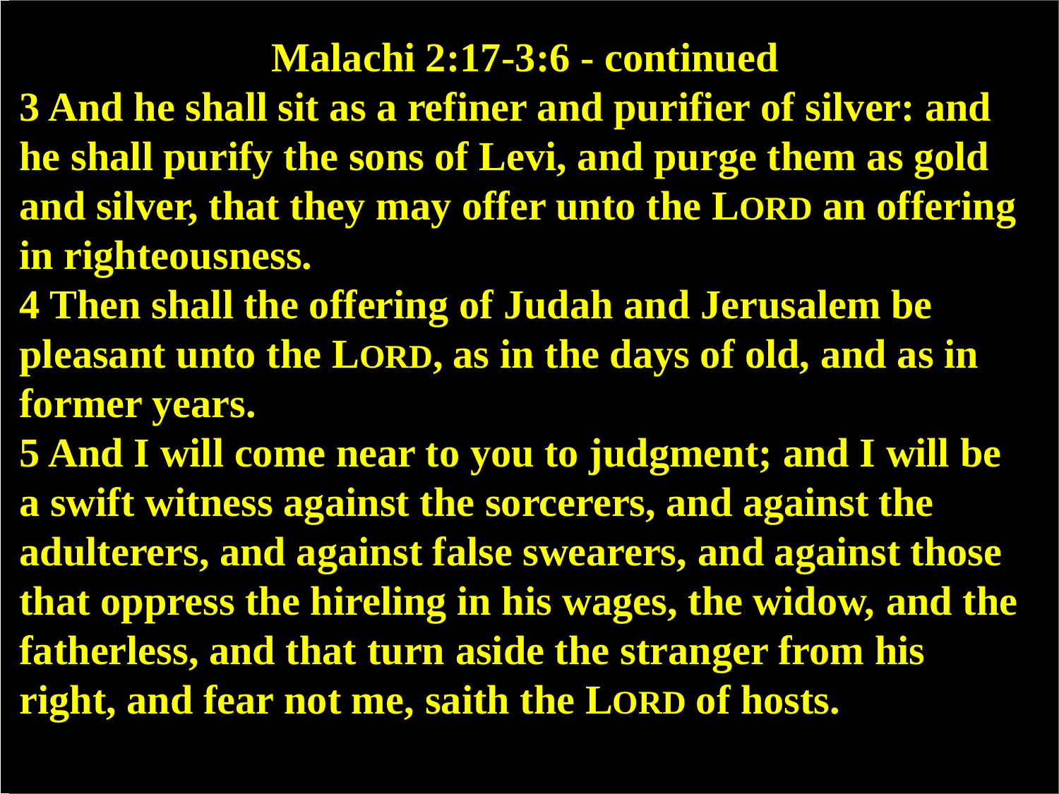# Malachi 2:17-3:6 - continued

**3 And he shall sit as a refiner and purifier of silver: and he shall purify the sons of Levi, and purge them as gold and silver, that they may offer unto the LORD an offering in righteousness.**

**4 Then shall the offering of Judah and Jerusalem be pleasant unto the LORD, as in the days of old, and as in former years.**

**5 And I will come near to you to judgment; and I will be a swift witness against the sorcerers, and against the adulterers, and against false swearers, and against those that oppress the hireling in his wages, the widow, and the fatherless, and that turn aside the stranger from his right, and fear not me, saith the LORD of hosts.**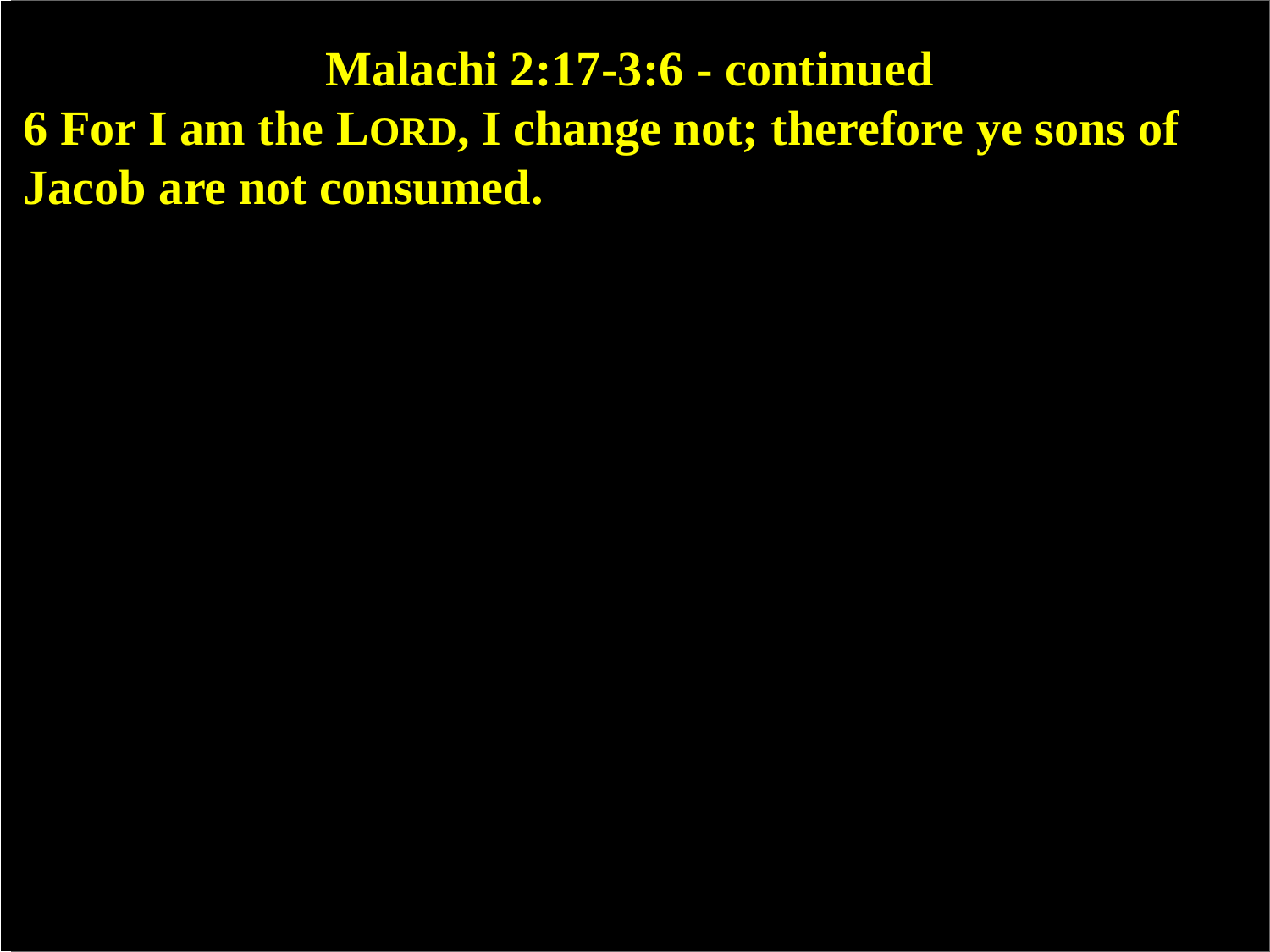# Malachi 2:17-3:6 - continued

**6 For I am the LORD, I change not; therefore ye sons of Jacob are not consumed.**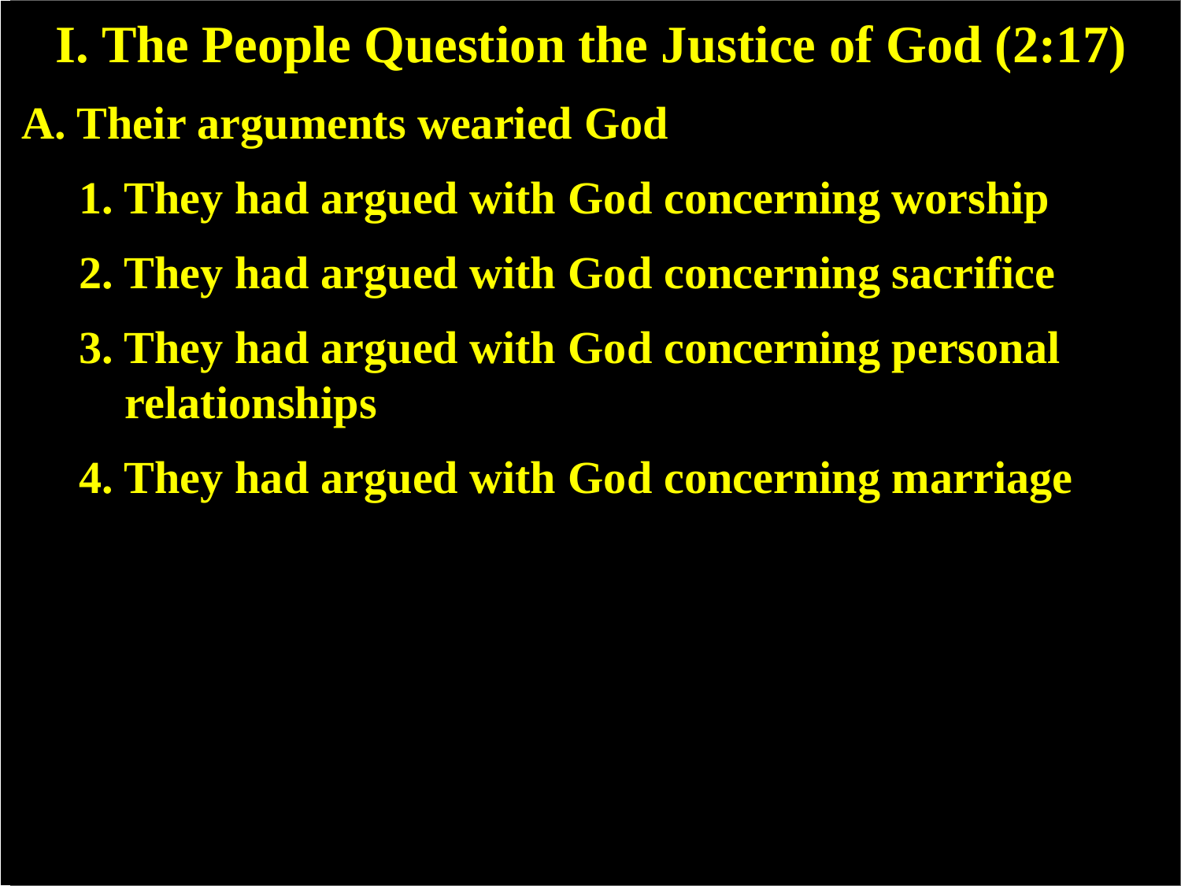# I. The People Question the Justice of God (2:17)

## A. Their arguments wearied God

1. They had argued with God concerning worship
2. They had argued with God concerning sacrifice
3. They had argued with God concerning personal relationships
4. They had argued with God concerning marriage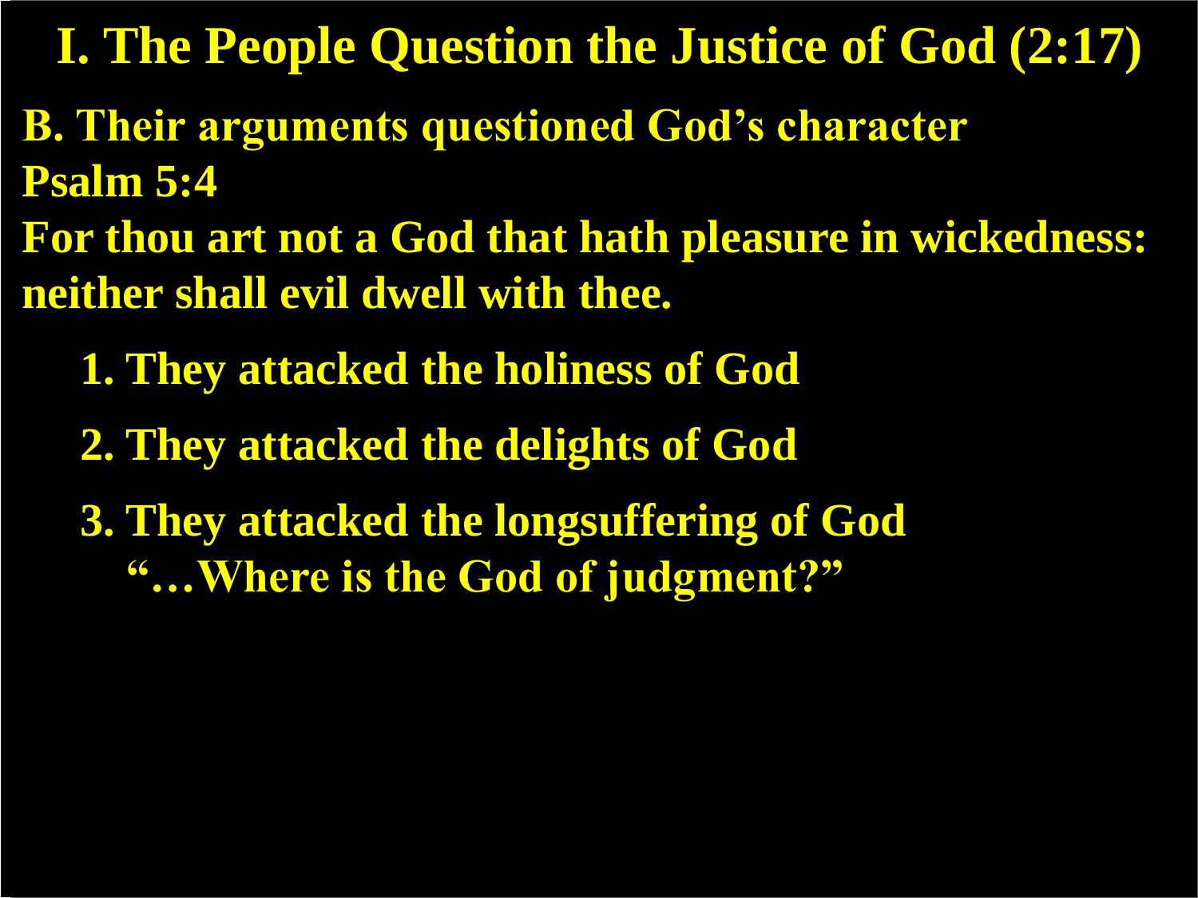# I. The People Question the Justice of God (2:17)

**B. Their arguments questioned God's character**

**Psalm 5:4**

**For thou art not a God that hath pleasure in wickedness: neither shall evil dwell with thee.**

1. **They attacked the holiness of God**
2. **They attacked the delights of God**
3. **They attacked the longsuffering of God**
   **"…Where is the God of judgment?"**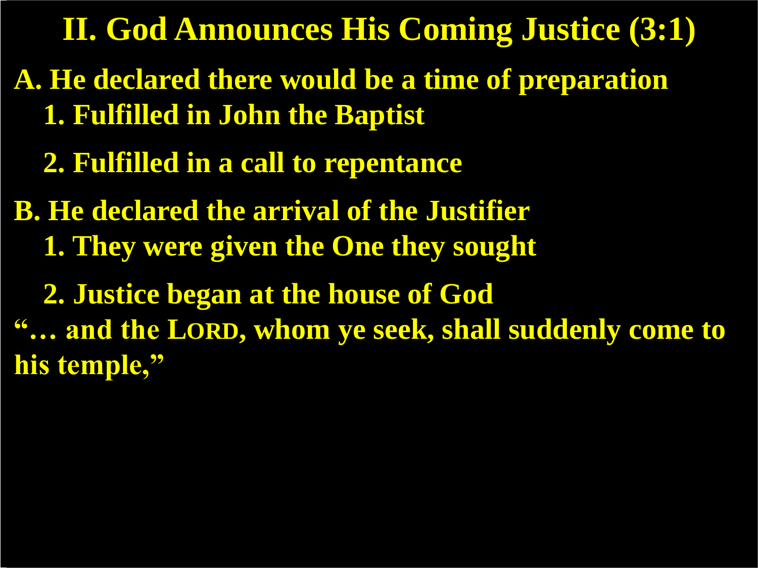# II. God Announces His Coming Justice (3:1)

**A. He declared there would be a time of preparation**

1. **Fulfilled in John the Baptist**
2. **Fulfilled in a call to repentance**

**B. He declared the arrival of the Justifier**

1. **They were given the One they sought**
2. **Justice began at the house of God**

**"… and the LORD, whom ye seek, shall suddenly come to his temple,"**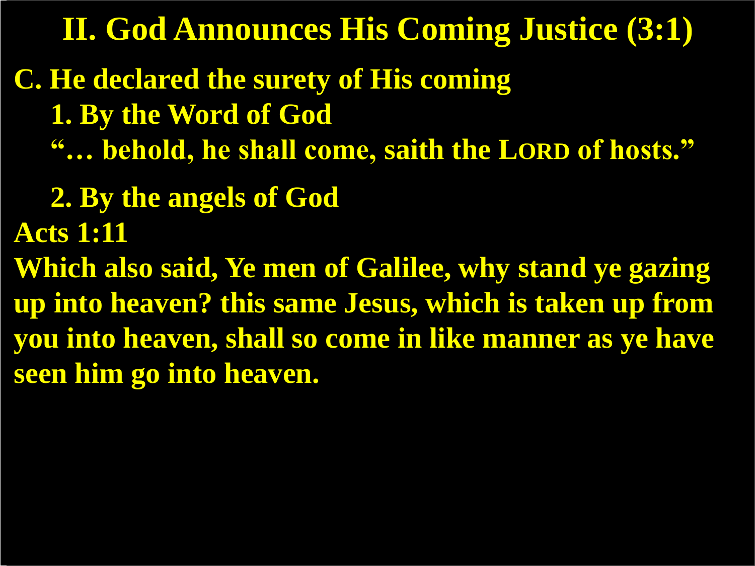# II. God Announces His Coming Justice (3:1)

**C. He declared the surety of His coming**

**1. By the Word of God**

**"… behold, he shall come, saith the LORD of hosts."**

**2. By the angels of God**

**Acts 1:11**

**Which also said, Ye men of Galilee, why stand ye gazing up into heaven? this same Jesus, which is taken up from you into heaven, shall so come in like manner as ye have seen him go into heaven.**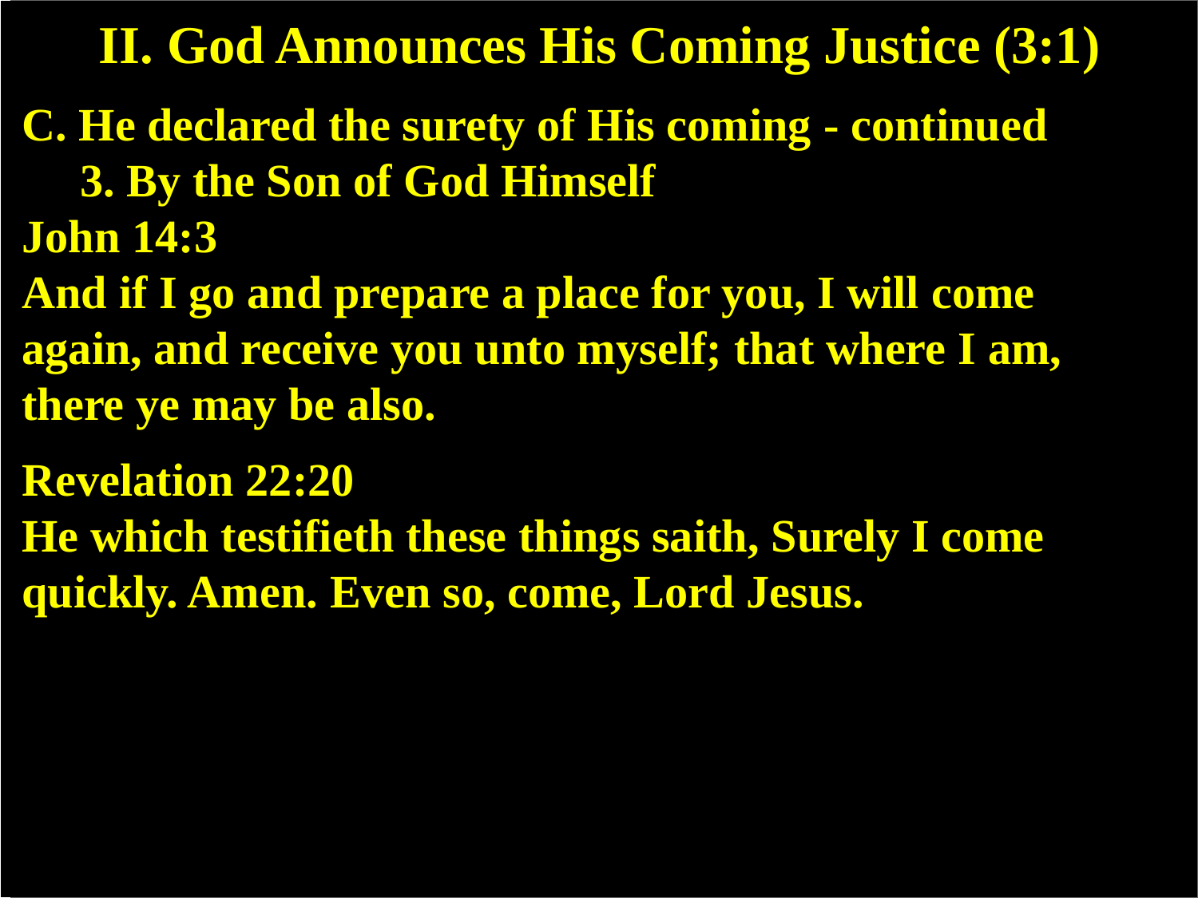# II. God Announces His Coming Justice (3:1)

**C. He declared the surety of His coming - continued**

**3. By the Son of God Himself**

**John 14:3**

**And if I go and prepare a place for you, I will come again, and receive you unto myself; that where I am, there ye may be also.**

**Revelation 22:20**

**He which testifieth these things saith, Surely I come quickly. Amen. Even so, come, Lord Jesus.**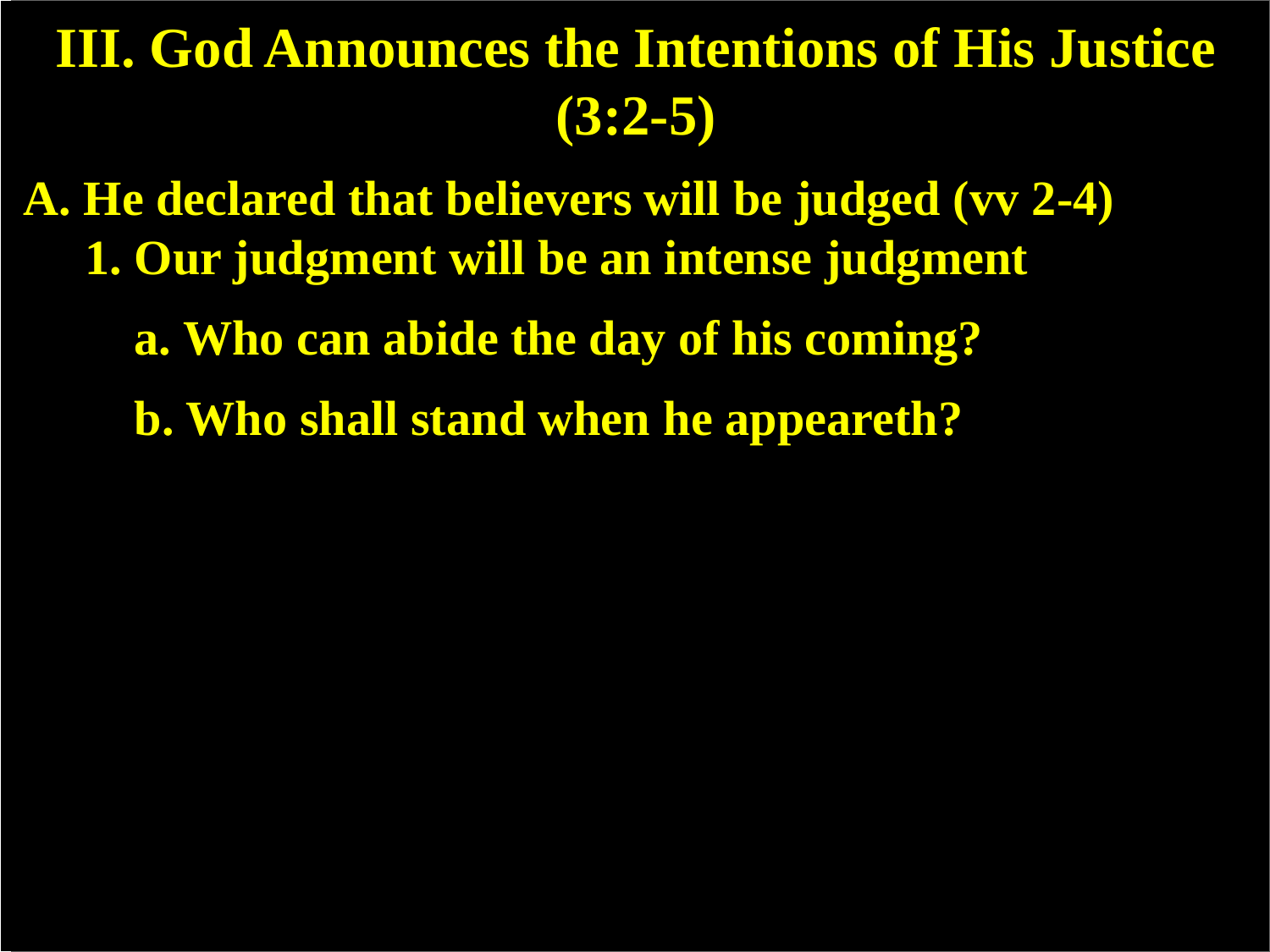# III. God Announces the Intentions of His Justice (3:2-5)

**A. He declared that believers will be judged (vv 2-4)**

**1. Our judgment will be an intense judgment**

**a. Who can abide the day of his coming?**

**b. Who shall stand when he appeareth?**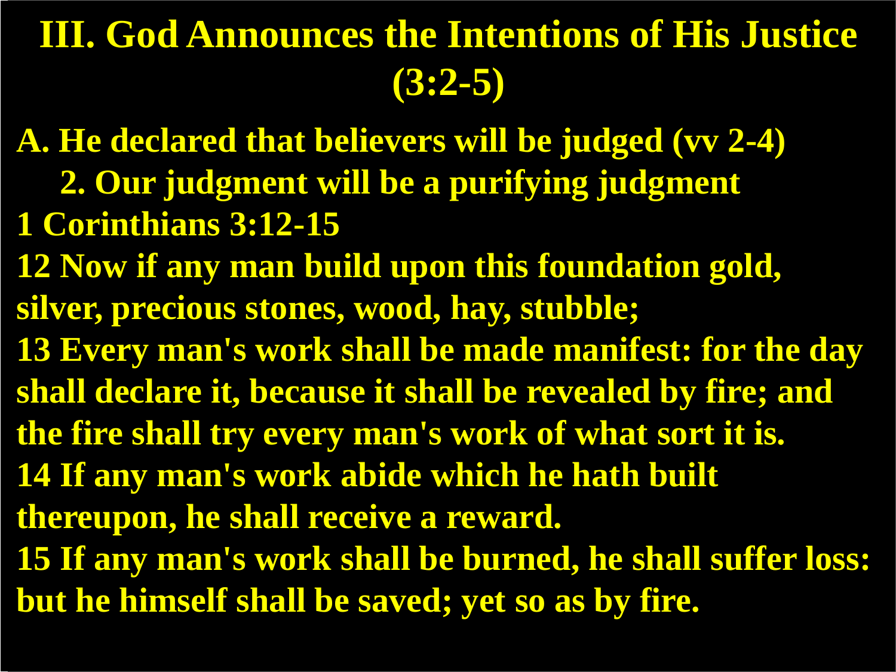# III. God Announces the Intentions of His Justice (3:2-5)

**A. He declared that believers will be judged (vv 2-4)**

**2. Our judgment will be a purifying judgment**

**1 Corinthians 3:12-15**

**12 Now if any man build upon this foundation gold, silver, precious stones, wood, hay, stubble;**

**13 Every man's work shall be made manifest: for the day shall declare it, because it shall be revealed by fire; and the fire shall try every man's work of what sort it is.**

**14 If any man's work abide which he hath built thereupon, he shall receive a reward.**

**15 If any man's work shall be burned, he shall suffer loss: but he himself shall be saved; yet so as by fire.**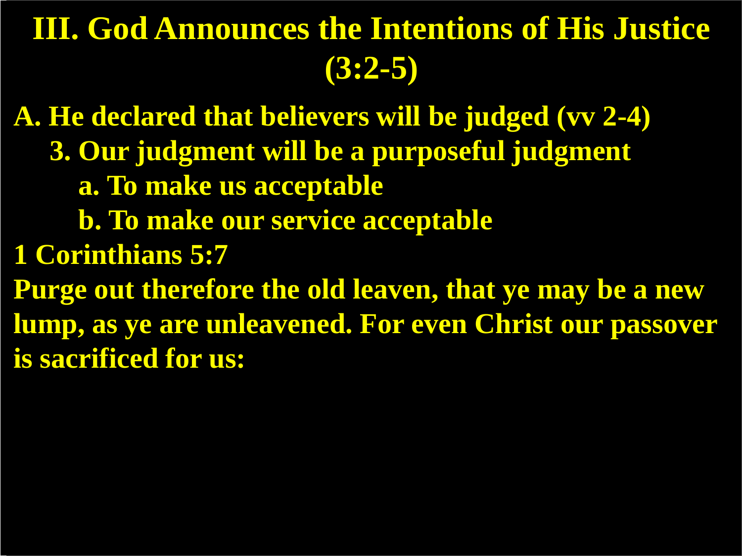# III. God Announces the Intentions of His Justice (3:2-5)

**A. He declared that believers will be judged (vv 2-4)**

- **3. Our judgment will be a purposeful judgment**
  - **a. To make us acceptable**
  - **b. To make our service acceptable**

**1 Corinthians 5:7**

**Purge out therefore the old leaven, that ye may be a new lump, as ye are unleavened. For even Christ our passover is sacrificed for us:**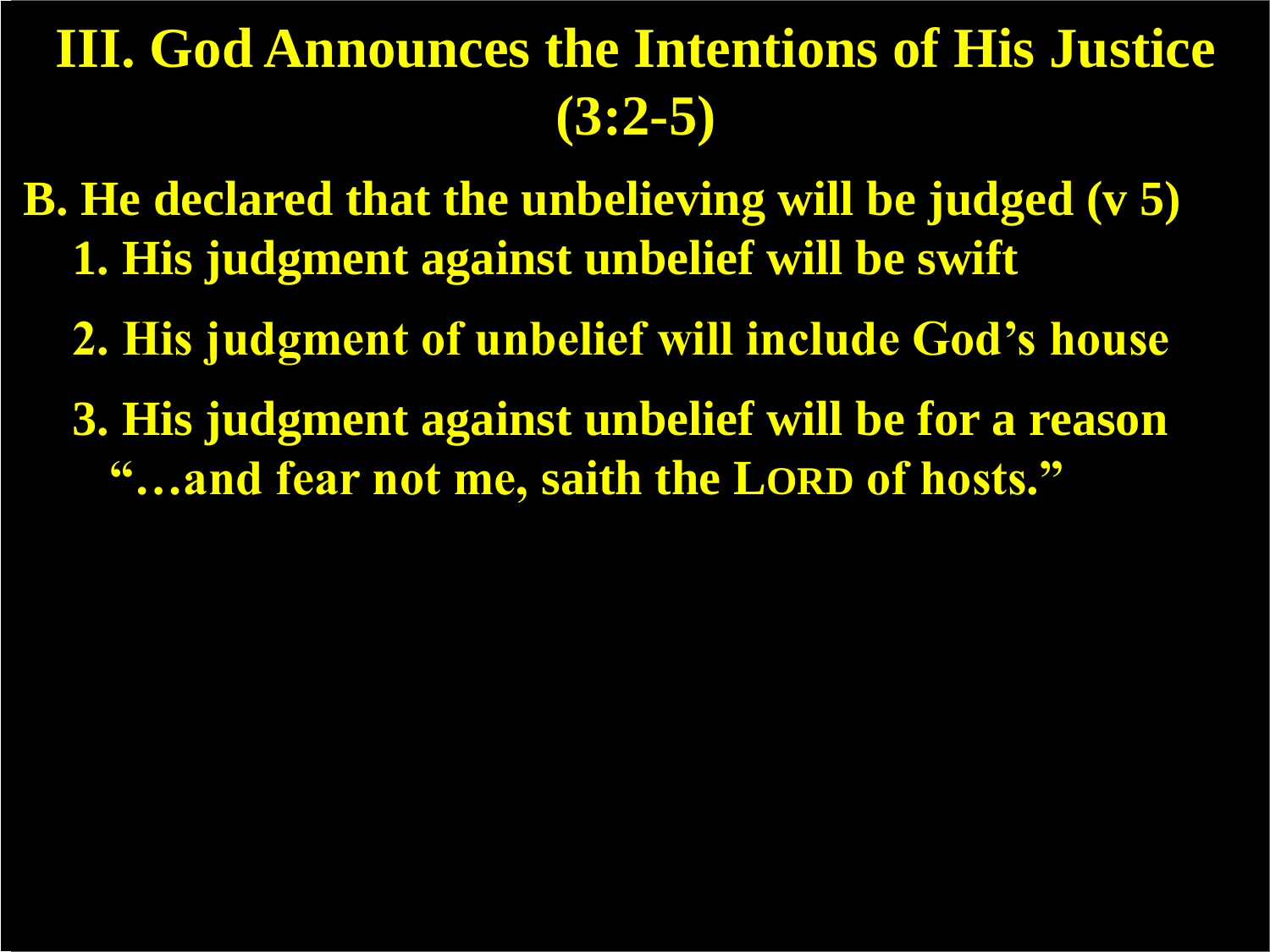# III. God Announces the Intentions of His Justice (3:2-5)

**B. He declared that the unbelieving will be judged (v 5)**

1. **His judgment against unbelief will be swift**
2. **His judgment of unbelief will include God's house**
3. **His judgment against unbelief will be for a reason**
   **"…and fear not me, saith the LORD of hosts."**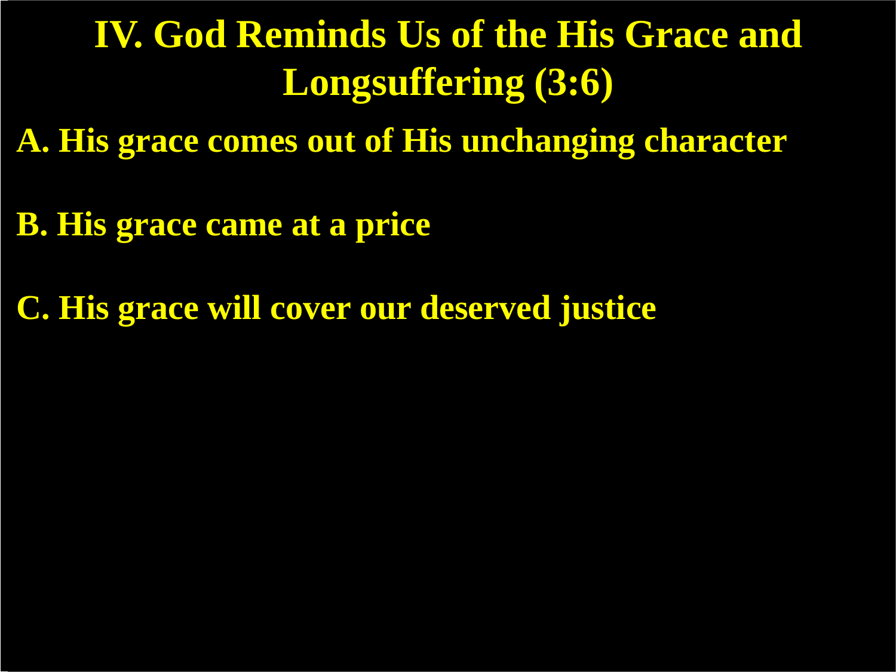# IV. God Reminds Us of the His Grace and Longsuffering (3:6)

**A. His grace comes out of His unchanging character**

**B. His grace came at a price**

**C. His grace will cover our deserved justice**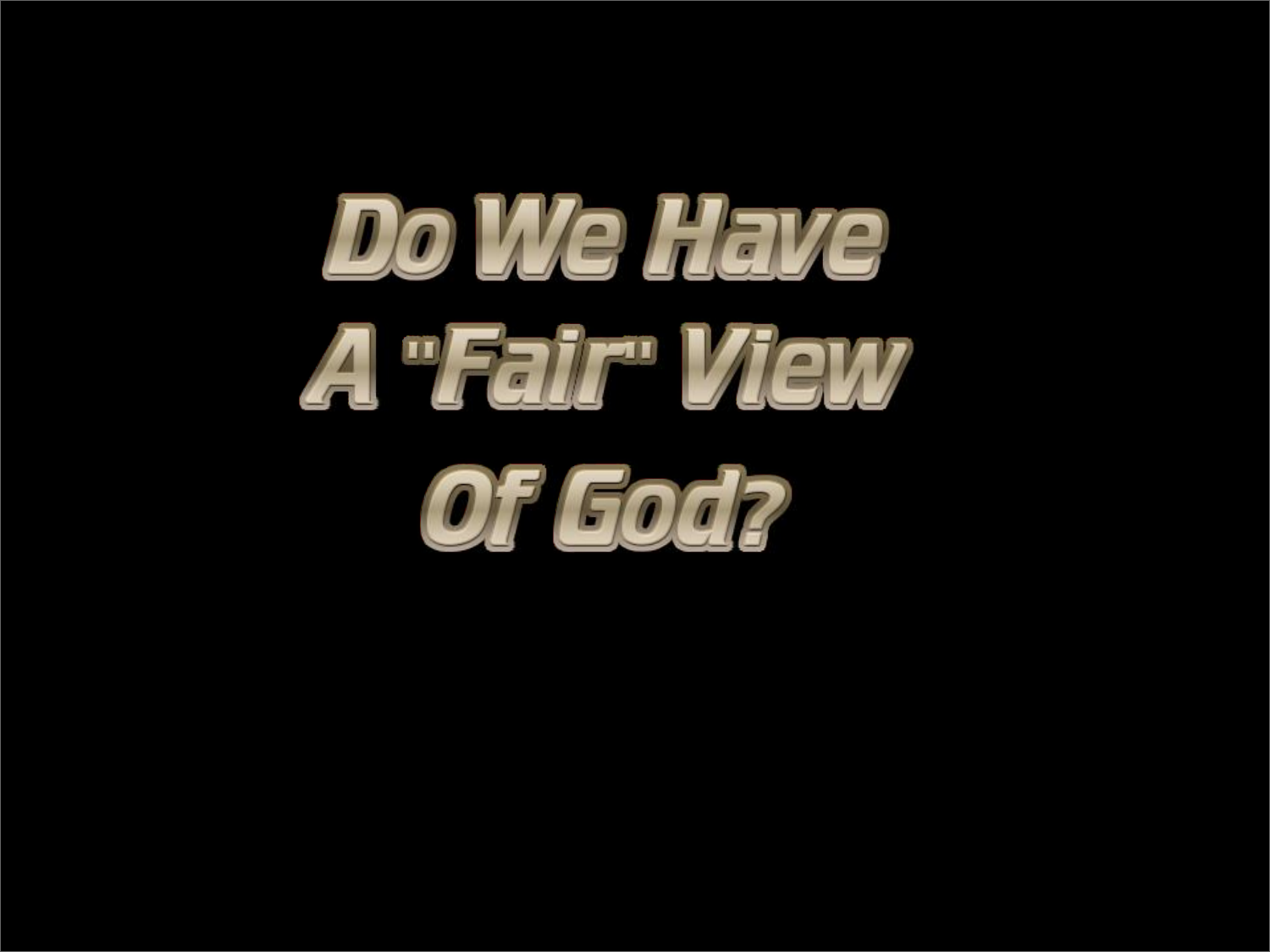# Do We Have A "Fair" View Of God?